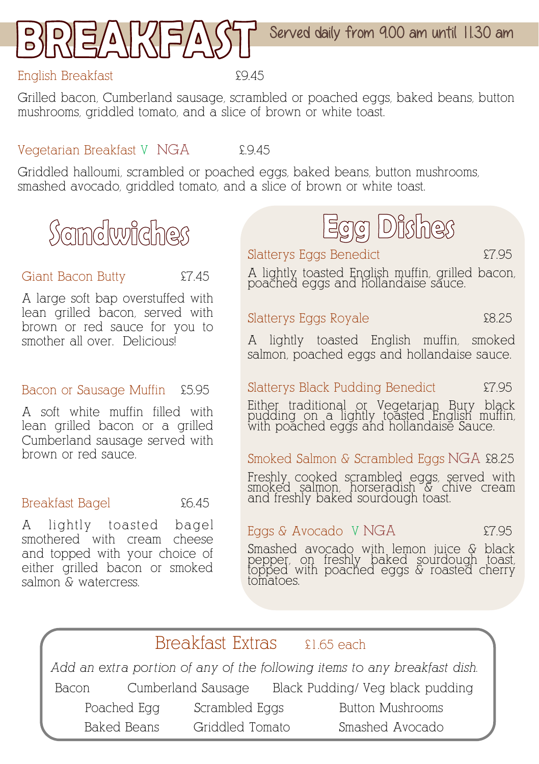# BREAKFAST

Served daily from 9.00 am until 11.30 am

English Breakfast £9.45

Grilled bacon, Cumberland sausage, scrambled or poached eggs, baked beans, button mushrooms, griddled tomato, and a slice of brown or white toast.

Vegetarian Breakfast V NGA £9.45

Griddled halloumi, scrambled or poached eggs, baked beans, button mushrooms, smashed avocado, griddled tomato, and a slice of brown or white toast.

## Sandwiches

Giant Bacon Butty £7.45

A large soft bap overstuffed with lean grilled bacon, served with brown or red sauce for you to smother all over. Delicious!

Bacon or Sausage Muffin £5.95

A soft white muffin filled with lean grilled bacon or a grilled Cumberland sausage served with brown or red sauce.

Breakfast Bagel £6.45

A lightly toasted bagel smothered with cream cheese and topped with your choice of either grilled bacon or smoked salmon & watercress.

## Egg Dishes

Slatterys Eggs Benedict £7.95

A lightly toasted English muffin, grilled bacon, poached eggs and hollandaise sauce.

Slatterys Eggs Royale £8.25

A lightly toasted English muffin, smoked salmon, poached eggs and hollandaise sauce.

Slatterys Black Pudding Benedict £7.95

Either traditional or Vegetarian Bury black pudding on a lightly toasted English muffin, with poached eggs and hollandaise Sauce.

Smoked Salmon & Scrambled Eggs NGA £8.25

Freshly cooked scrambled eggs, served with smoked salmon, horseradish & chive cream and freshly baked sourdough toast.

Eggs & Avocado V NGA £7.95

Smashed avocado with lemon juice & black pepper, on freshly baked sourdough toast, topped with poached eggs & roasted cherry tomatoes.

## Breakfast Extras £1.65 each

*Add an extra portion of any of the following items to any breakfast dish.*

Bacon, Cumberland Sausage, Black Pudding/ Veg black pudding

Poached Egg, Scrambled Eggs, Button Mushrooms

Baked Beans, Griddled Tomato, Smashed Avocado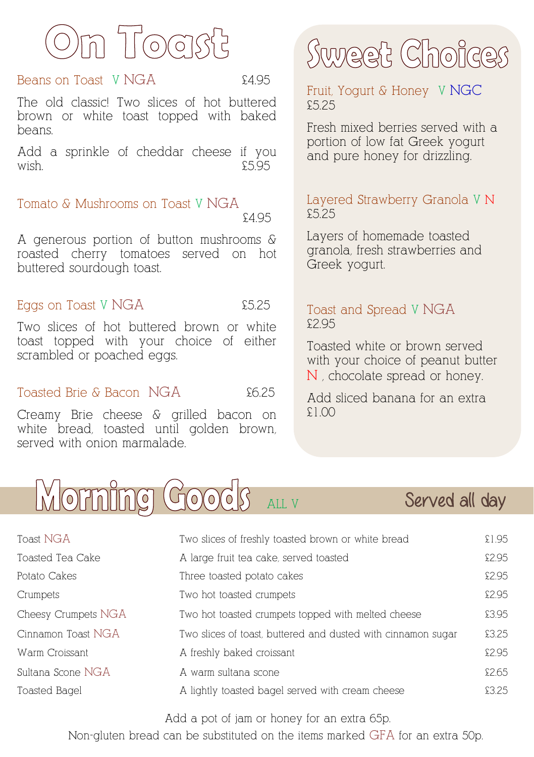# On Toast

### Beans on Toast V NGA £4.95

The old classic! Two slices of hot buttered brown or white toast topped with baked beans.

Add a sprinkle of cheddar cheese if you wish. £5.95

### Tomato & Mushrooms on Toast V NGA £4.95

A generous portion of button mushrooms & roasted cherry tomatoes served on hot buttered sourdough toast.

### Eggs on Toast V NGA £5.25

Two slices of hot buttered brown or white toast topped with your choice of either scrambled or poached eggs.

### Toasted Brie & Bacon NGA £6.25

Creamy Brie cheese & grilled bacon on white bread, toasted until golden brown, served with onion marmalade.

# Sweet Choices

### Fruit, Yogurt & Honey V NGC
£5.25

Fresh mixed berries served with a portion of low fat Greek yogurt and pure honey for drizzling.

### Layered Strawberry Granola V N
£5.25

Layers of homemade toasted granola, fresh strawberries and Greek yogurt.

### Toast and Spread V NGA
£2.95

Toasted white or brown served with your choice of peanut butter N , chocolate spread or honey.

Add sliced banana for an extra £1.00

# Morning Goods ALL V

Served all day

| | | |
|---|---|---|
| Toast NGA | Two slices of freshly toasted brown or white bread | £1.95 |
| Toasted Tea Cake | A large fruit tea cake, served toasted | £2.95 |
| Potato Cakes | Three toasted potato cakes | £2.95 |
| Crumpets | Two hot toasted crumpets | £2.95 |
| Cheesy Crumpets NGA | Two hot toasted crumpets topped with melted cheese | £3.95 |
| Cinnamon Toast NGA | Two slices of toast, buttered and dusted with cinnamon sugar | £3.25 |
| Warm Croissant | A freshly baked croissant | £2.95 |
| Sultana Scone NGA | A warm sultana scone | £2.65 |
| Toasted Bagel | A lightly toasted bagel served with cream cheese | £3.25 |

Add a pot of jam or honey for an extra 65p.

Non-gluten bread can be substituted on the items marked GFA for an extra 50p.